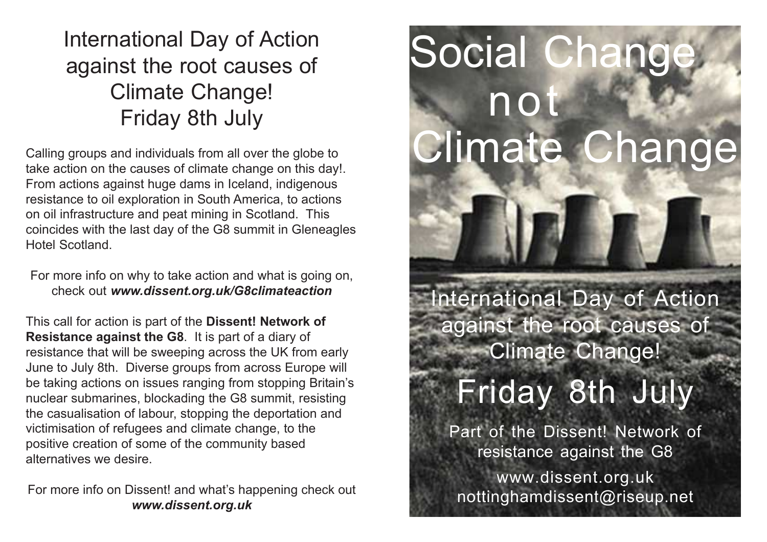# International Day of Action against the root causes of Climate Change! Friday 8th July

Calling groups and individuals from all over the globe to take action on the causes of climate change on this day!. From actions against huge dams in Iceland, indigenous resistance to oil exploration in South America, to actions on oil infrastructure and peat mining in Scotland. This coincides with the last day of the G8 summit in Gleneagles Hotel Scotland.

For more info on why to take action and what is going on, check out ***www.dissent.org.uk/G8climateaction***

This call for action is part of the **Dissent! Network of Resistance against the G8**. It is part of a diary of resistance that will be sweeping across the UK from early June to July 8th. Diverse groups from across Europe will be taking actions on issues ranging from stopping Britain's nuclear submarines, blockading the G8 summit, resisting the casualisation of labour, stopping the deportation and victimisation of refugees and climate change, to the positive creation of some of the community based alternatives we desire.

For more info on Dissent! and what's happening check out ***www.dissent.org.uk***

# Social Change not Climate Change

## International Day of Action against the root causes of Climate Change!

## Friday 8th July

Part of the Dissent! Network of resistance against the G8

www.dissent.org.uk
nottinghamdissent@riseup.net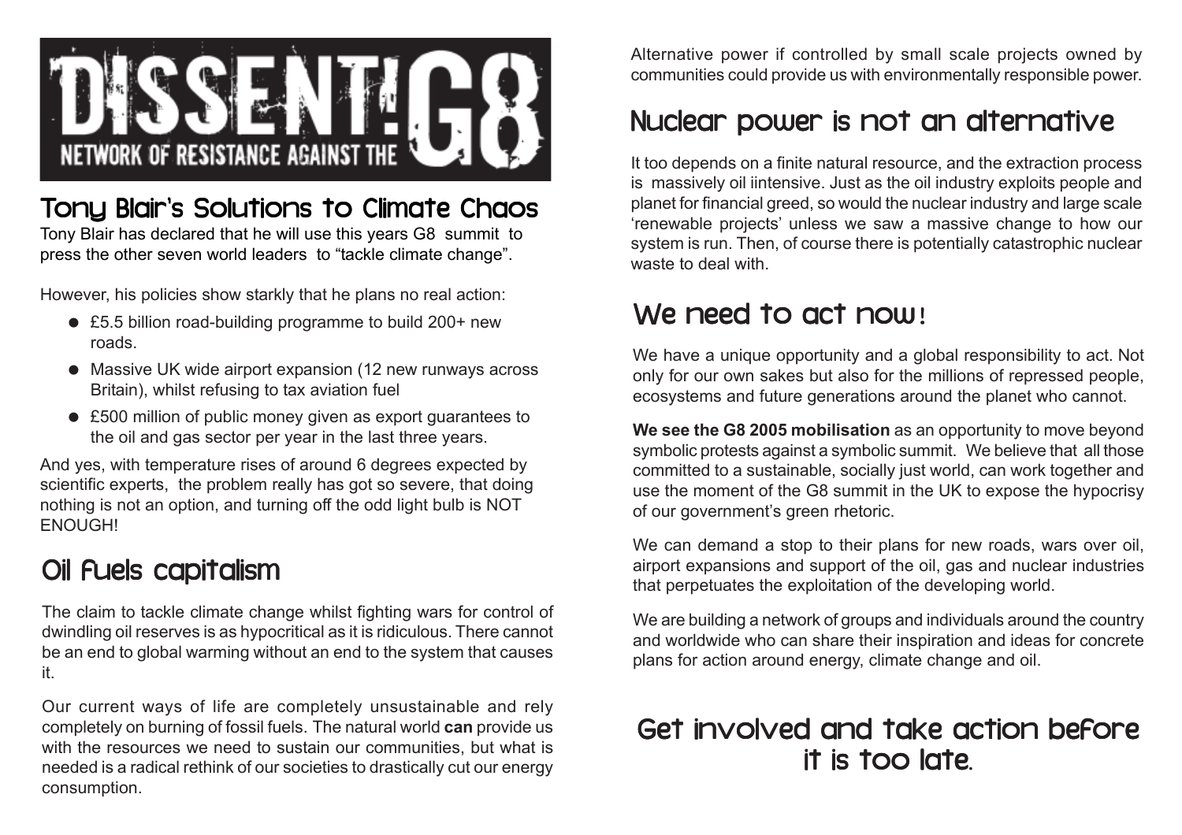# DISSENT! G8

NETWORK OF RESISTANCE AGAINST THE G8

## Tony Blair's Solutions to Climate Chaos

Tony Blair has declared that he will use this years G8 summit to press the other seven world leaders to "tackle climate change".

However, his policies show starkly that he plans no real action:

- £5.5 billion road-building programme to build 200+ new roads.
- Massive UK wide airport expansion (12 new runways across Britain), whilst refusing to tax aviation fuel
- £500 million of public money given as export guarantees to the oil and gas sector per year in the last three years.

And yes, with temperature rises of around 6 degrees expected by scientific experts, the problem really has got so severe, that doing nothing is not an option, and turning off the odd light bulb is NOT ENOUGH!

## Oil Fuels capitalism

The claim to tackle climate change whilst fighting wars for control of dwindling oil reserves is as hypocritical as it is ridiculous. There cannot be an end to global warming without an end to the system that causes it.

Our current ways of life are completely unsustainable and rely completely on burning of fossil fuels. The natural world **can** provide us with the resources we need to sustain our communities, but what is needed is a radical rethink of our societies to drastically cut our energy consumption.

Alternative power if controlled by small scale projects owned by communities could provide us with environmentally responsible power.

## Nuclear power is not an alternative

It too depends on a finite natural resource, and the extraction process is massively oil iintensive. Just as the oil industry exploits people and planet for financial greed, so would the nuclear industry and large scale 'renewable projects' unless we saw a massive change to how our system is run. Then, of course there is potentially catastrophic nuclear waste to deal with.

## We need to act now!

We have a unique opportunity and a global responsibility to act. Not only for our own sakes but also for the millions of repressed people, ecosystems and future generations around the planet who cannot.

**We see the G8 2005 mobilisation** as an opportunity to move beyond symbolic protests against a symbolic summit. We believe that all those committed to a sustainable, socially just world, can work together and use the moment of the G8 summit in the UK to expose the hypocrisy of our government's green rhetoric.

We can demand a stop to their plans for new roads, wars over oil, airport expansions and support of the oil, gas and nuclear industries that perpetuates the exploitation of the developing world.

We are building a network of groups and individuals around the country and worldwide who can share their inspiration and ideas for concrete plans for action around energy, climate change and oil.

## Get involved and take action before it is too late.